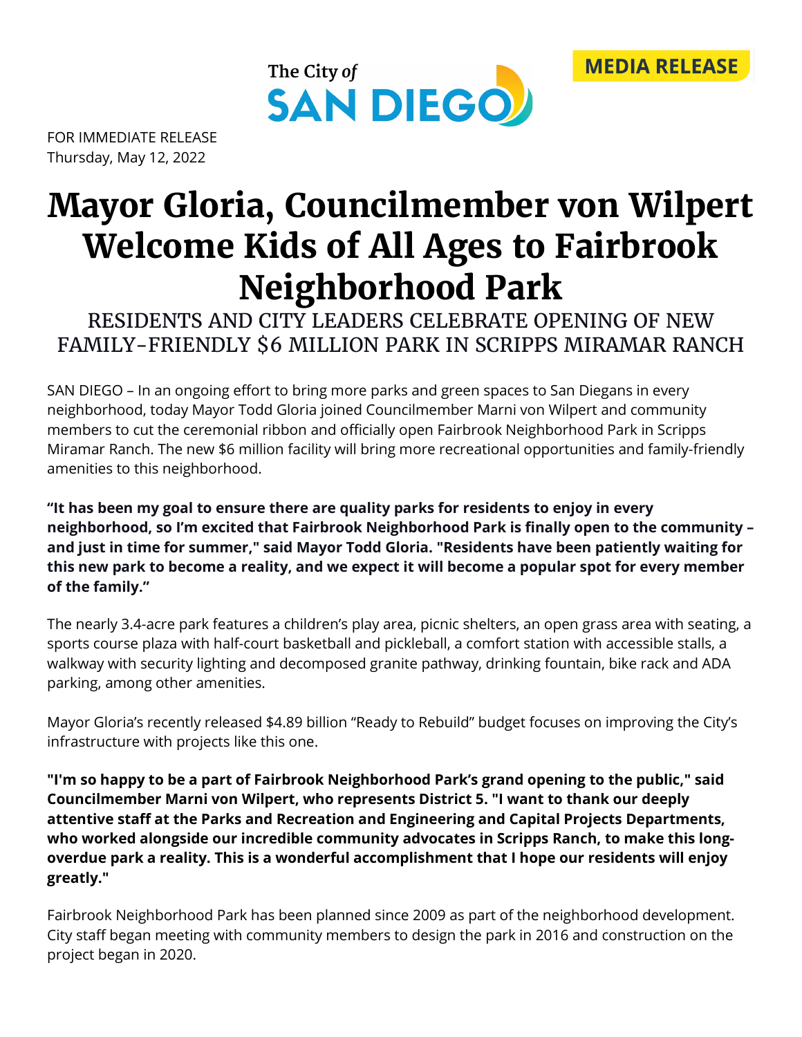The City of SAN DIEGO

MEDIA RELEASE

FOR IMMEDIATE RELEASE
Thursday, May 12, 2022

# Mayor Gloria, Councilmember von Wilpert Welcome Kids of All Ages to Fairbrook Neighborhood Park

## RESIDENTS AND CITY LEADERS CELEBRATE OPENING OF NEW FAMILY-FRIENDLY $6 MILLION PARK IN SCRIPPS MIRAMAR RANCH

SAN DIEGO – In an ongoing effort to bring more parks and green spaces to San Diegans in every neighborhood, today Mayor Todd Gloria joined Councilmember Marni von Wilpert and community members to cut the ceremonial ribbon and officially open Fairbrook Neighborhood Park in Scripps Miramar Ranch. The new $6 million facility will bring more recreational opportunities and family-friendly amenities to this neighborhood.

**“It has been my goal to ensure there are quality parks for residents to enjoy in every neighborhood, so I’m excited that Fairbrook Neighborhood Park is finally open to the community – and just in time for summer," said Mayor Todd Gloria. "Residents have been patiently waiting for this new park to become a reality, and we expect it will become a popular spot for every member of the family.”**

The nearly 3.4-acre park features a children’s play area, picnic shelters, an open grass area with seating, a sports course plaza with half-court basketball and pickleball, a comfort station with accessible stalls, a walkway with security lighting and decomposed granite pathway, drinking fountain, bike rack and ADA parking, among other amenities.

Mayor Gloria’s recently released $4.89 billion “Ready to Rebuild” budget focuses on improving the City’s infrastructure with projects like this one.

**"I'm so happy to be a part of Fairbrook Neighborhood Park’s grand opening to the public," said Councilmember Marni von Wilpert, who represents District 5. "I want to thank our deeply attentive staff at the Parks and Recreation and Engineering and Capital Projects Departments, who worked alongside our incredible community advocates in Scripps Ranch, to make this long-overdue park a reality. This is a wonderful accomplishment that I hope our residents will enjoy greatly."**

Fairbrook Neighborhood Park has been planned since 2009 as part of the neighborhood development. City staff began meeting with community members to design the park in 2016 and construction on the project began in 2020.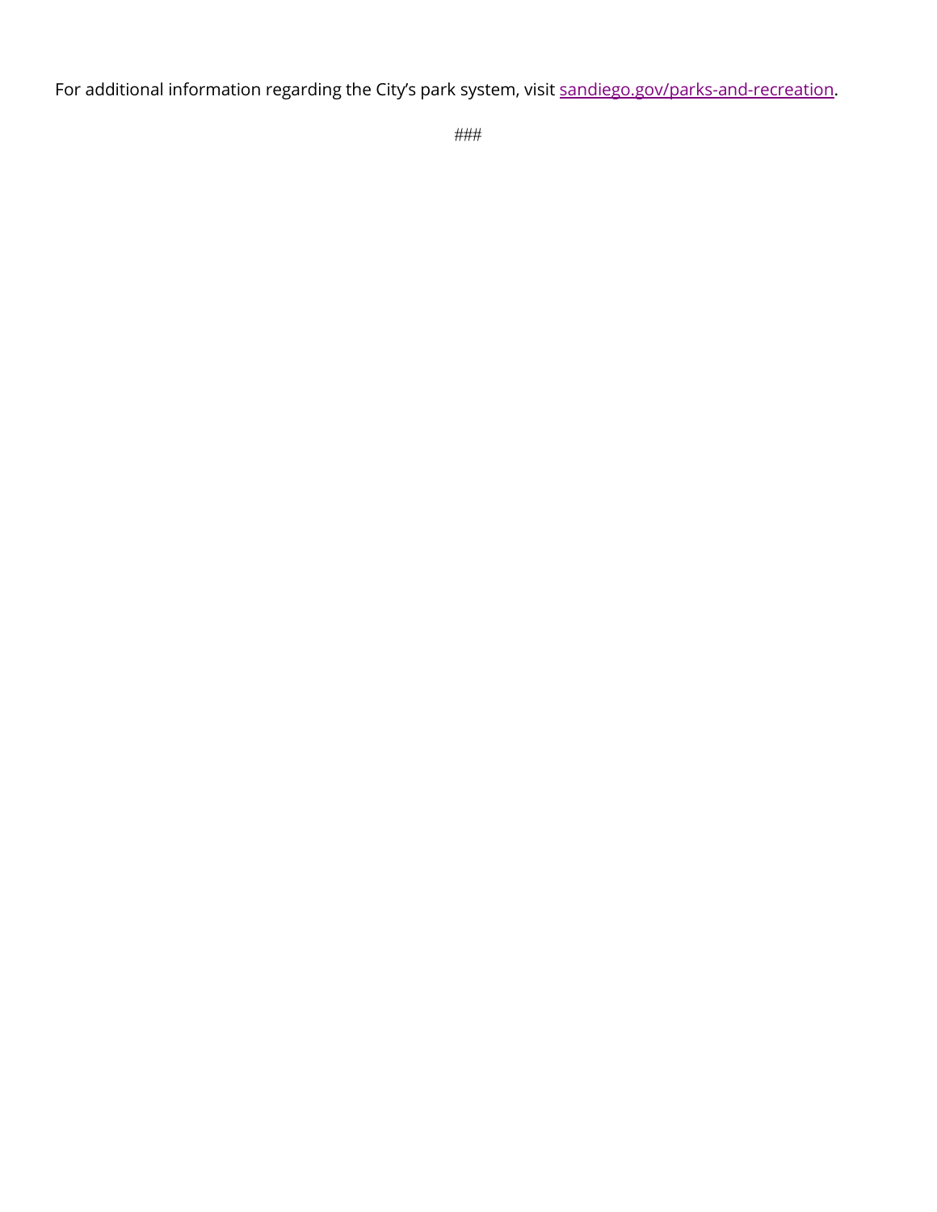For additional information regarding the City's park system, visit [sandiego.gov/parks-and-recreation](sandiego.gov/parks-and-recreation).

###